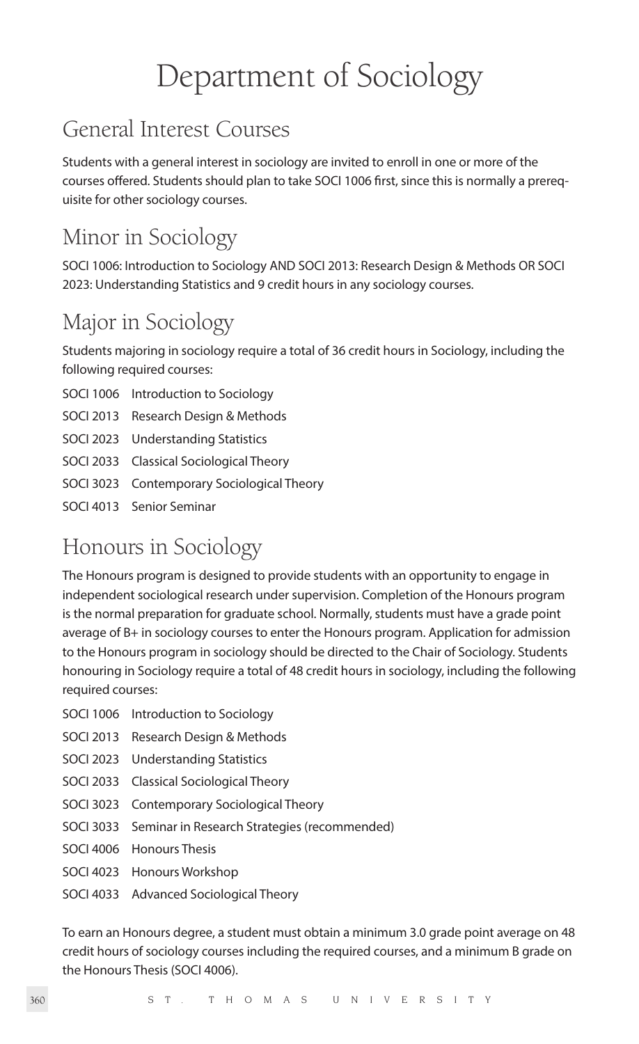# Department of Sociology

## General Interest Courses

Students with a general interest in sociology are invited to enroll in one or more of the courses offered. Students should plan to take SOCI 1006 first, since this is normally a prerequisite for other sociology courses.

## Minor in Sociology

SOCI 1006: Introduction to Sociology AND SOCI 2013: Research Design & Methods OR SOCI 2023: Understanding Statistics and 9 credit hours in any sociology courses.

## Major in Sociology

Students majoring in sociology require a total of 36 credit hours in Sociology, including the following required courses:

SOCI 1006 Introduction to Sociology

SOCI 2013 Research Design & Methods

SOCI 2023 Understanding Statistics

SOCI 2033 Classical Sociological Theory

SOCI 3023 Contemporary Sociological Theory

SOCI 4013 Senior Seminar

## Honours in Sociology

The Honours program is designed to provide students with an opportunity to engage in independent sociological research under supervision. Completion of the Honours program is the normal preparation for graduate school. Normally, students must have a grade point average of B+ in sociology courses to enter the Honours program. Application for admission to the Honours program in sociology should be directed to the Chair of Sociology. Students honouring in Sociology require a total of 48 credit hours in sociology, including the following required courses:

SOCI 1006 Introduction to Sociology

SOCI 2013 Research Design & Methods

SOCI 2023 Understanding Statistics

SOCI 2033 Classical Sociological Theory

SOCI 3023 Contemporary Sociological Theory

SOCI 3033 Seminar in Research Strategies (recommended)

SOCI 4006 Honours Thesis

SOCI 4023 Honours Workshop

SOCI 4033 Advanced Sociological Theory

To earn an Honours degree, a student must obtain a minimum 3.0 grade point average on 48 credit hours of sociology courses including the required courses, and a minimum B grade on the Honours Thesis (SOCI 4006).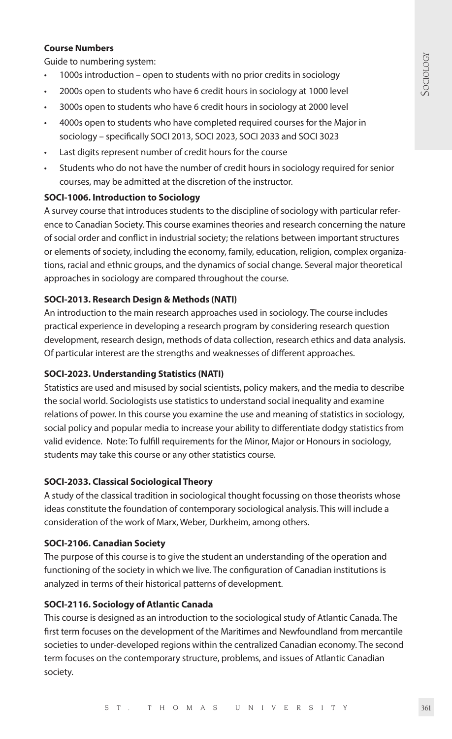**Course Numbers**

Guide to numbering system:

- 1000s introduction – open to students with no prior credits in sociology
- 2000s open to students who have 6 credit hours in sociology at 1000 level
- 3000s open to students who have 6 credit hours in sociology at 2000 level
- 4000s open to students who have completed required courses for the Major in sociology – specifically SOCI 2013, SOCI 2023, SOCI 2033 and SOCI 3023
- Last digits represent number of credit hours for the course
- Students who do not have the number of credit hours in sociology required for senior courses, may be admitted at the discretion of the instructor.

**SOCI-1006. Introduction to Sociology**

A survey course that introduces students to the discipline of sociology with particular reference to Canadian Society. This course examines theories and research concerning the nature of social order and conflict in industrial society; the relations between important structures or elements of society, including the economy, family, education, religion, complex organizations, racial and ethnic groups, and the dynamics of social change. Several major theoretical approaches in sociology are compared throughout the course.

**SOCI-2013. Research Design & Methods (NATI)**

An introduction to the main research approaches used in sociology. The course includes practical experience in developing a research program by considering research question development, research design, methods of data collection, research ethics and data analysis. Of particular interest are the strengths and weaknesses of different approaches.

**SOCI-2023. Understanding Statistics (NATI)**

Statistics are used and misused by social scientists, policy makers, and the media to describe the social world. Sociologists use statistics to understand social inequality and examine relations of power. In this course you examine the use and meaning of statistics in sociology, social policy and popular media to increase your ability to differentiate dodgy statistics from valid evidence. Note: To fulfill requirements for the Minor, Major or Honours in sociology, students may take this course or any other statistics course.

**SOCI-2033. Classical Sociological Theory**

A study of the classical tradition in sociological thought focussing on those theorists whose ideas constitute the foundation of contemporary sociological analysis. This will include a consideration of the work of Marx, Weber, Durkheim, among others.

**SOCI-2106. Canadian Society**

The purpose of this course is to give the student an understanding of the operation and functioning of the society in which we live. The configuration of Canadian institutions is analyzed in terms of their historical patterns of development.

**SOCI-2116. Sociology of Atlantic Canada**

This course is designed as an introduction to the sociological study of Atlantic Canada. The first term focuses on the development of the Maritimes and Newfoundland from mercantile societies to under-developed regions within the centralized Canadian economy. The second term focuses on the contemporary structure, problems, and issues of Atlantic Canadian society.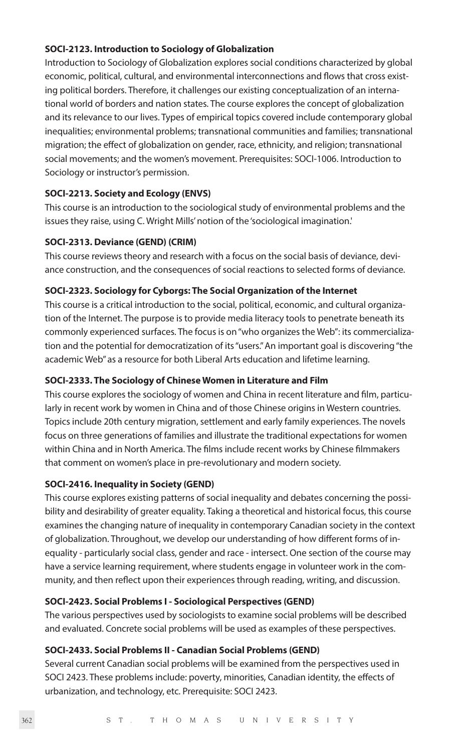**SOCI-2123. Introduction to Sociology of Globalization**

Introduction to Sociology of Globalization explores social conditions characterized by global economic, political, cultural, and environmental interconnections and flows that cross existing political borders. Therefore, it challenges our existing conceptualization of an international world of borders and nation states. The course explores the concept of globalization and its relevance to our lives. Types of empirical topics covered include contemporary global inequalities; environmental problems; transnational communities and families; transnational migration; the effect of globalization on gender, race, ethnicity, and religion; transnational social movements; and the women's movement. Prerequisites: SOCI-1006. Introduction to Sociology or instructor's permission.

**SOCI-2213. Society and Ecology (ENVS)**

This course is an introduction to the sociological study of environmental problems and the issues they raise, using C. Wright Mills' notion of the 'sociological imagination.'

**SOCI-2313. Deviance (GEND) (CRIM)**

This course reviews theory and research with a focus on the social basis of deviance, deviance construction, and the consequences of social reactions to selected forms of deviance.

**SOCI-2323. Sociology for Cyborgs: The Social Organization of the Internet**

This course is a critical introduction to the social, political, economic, and cultural organization of the Internet. The purpose is to provide media literacy tools to penetrate beneath its commonly experienced surfaces. The focus is on "who organizes the Web": its commercialization and the potential for democratization of its "users." An important goal is discovering "the academic Web" as a resource for both Liberal Arts education and lifetime learning.

**SOCI-2333. The Sociology of Chinese Women in Literature and Film**

This course explores the sociology of women and China in recent literature and film, particularly in recent work by women in China and of those Chinese origins in Western countries. Topics include 20th century migration, settlement and early family experiences. The novels focus on three generations of families and illustrate the traditional expectations for women within China and in North America. The films include recent works by Chinese filmmakers that comment on women's place in pre-revolutionary and modern society.

**SOCI-2416. Inequality in Society (GEND)**

This course explores existing patterns of social inequality and debates concerning the possibility and desirability of greater equality. Taking a theoretical and historical focus, this course examines the changing nature of inequality in contemporary Canadian society in the context of globalization. Throughout, we develop our understanding of how different forms of inequality - particularly social class, gender and race - intersect. One section of the course may have a service learning requirement, where students engage in volunteer work in the community, and then reflect upon their experiences through reading, writing, and discussion.

**SOCI-2423. Social Problems I - Sociological Perspectives (GEND)**

The various perspectives used by sociologists to examine social problems will be described and evaluated. Concrete social problems will be used as examples of these perspectives.

**SOCI-2433. Social Problems II - Canadian Social Problems (GEND)**

Several current Canadian social problems will be examined from the perspectives used in SOCI 2423. These problems include: poverty, minorities, Canadian identity, the effects of urbanization, and technology, etc. Prerequisite: SOCI 2423.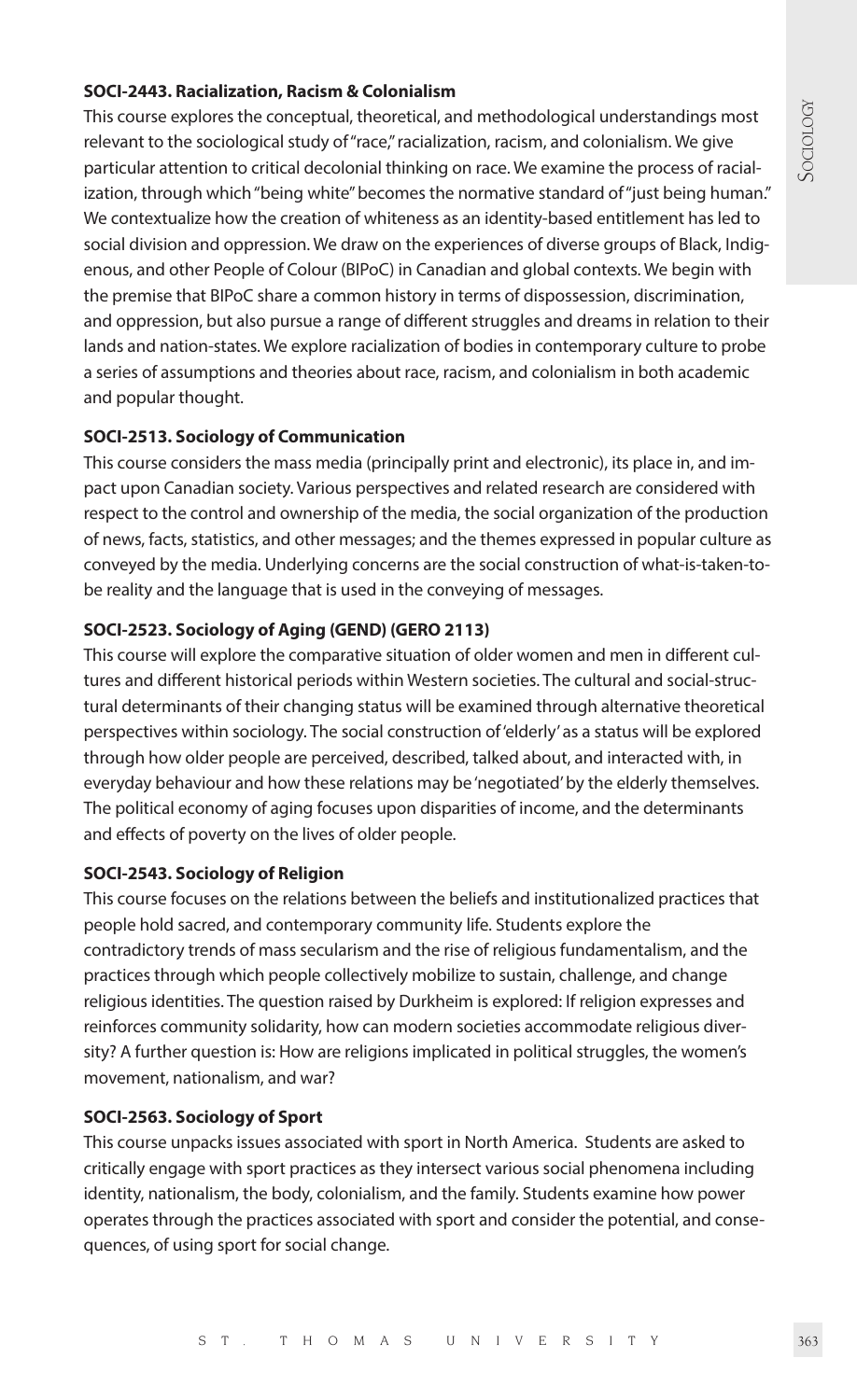**SOCI-2443. Racialization, Racism & Colonialism**

This course explores the conceptual, theoretical, and methodological understandings most relevant to the sociological study of "race," racialization, racism, and colonialism. We give particular attention to critical decolonial thinking on race. We examine the process of racialization, through which "being white" becomes the normative standard of "just being human." We contextualize how the creation of whiteness as an identity-based entitlement has led to social division and oppression. We draw on the experiences of diverse groups of Black, Indigenous, and other People of Colour (BIPoC) in Canadian and global contexts. We begin with the premise that BIPoC share a common history in terms of dispossession, discrimination, and oppression, but also pursue a range of different struggles and dreams in relation to their lands and nation-states. We explore racialization of bodies in contemporary culture to probe a series of assumptions and theories about race, racism, and colonialism in both academic and popular thought.

**SOCI-2513. Sociology of Communication**

This course considers the mass media (principally print and electronic), its place in, and impact upon Canadian society. Various perspectives and related research are considered with respect to the control and ownership of the media, the social organization of the production of news, facts, statistics, and other messages; and the themes expressed in popular culture as conveyed by the media. Underlying concerns are the social construction of what-is-taken-to-be reality and the language that is used in the conveying of messages.

**SOCI-2523. Sociology of Aging (GEND) (GERO 2113)**

This course will explore the comparative situation of older women and men in different cultures and different historical periods within Western societies. The cultural and social-structural determinants of their changing status will be examined through alternative theoretical perspectives within sociology. The social construction of 'elderly' as a status will be explored through how older people are perceived, described, talked about, and interacted with, in everyday behaviour and how these relations may be 'negotiated' by the elderly themselves. The political economy of aging focuses upon disparities of income, and the determinants and effects of poverty on the lives of older people.

**SOCI-2543. Sociology of Religion**

This course focuses on the relations between the beliefs and institutionalized practices that people hold sacred, and contemporary community life. Students explore the contradictory trends of mass secularism and the rise of religious fundamentalism, and the practices through which people collectively mobilize to sustain, challenge, and change religious identities. The question raised by Durkheim is explored: If religion expresses and reinforces community solidarity, how can modern societies accommodate religious diversity? A further question is: How are religions implicated in political struggles, the women's movement, nationalism, and war?

**SOCI-2563. Sociology of Sport**

This course unpacks issues associated with sport in North America. Students are asked to critically engage with sport practices as they intersect various social phenomena including identity, nationalism, the body, colonialism, and the family. Students examine how power operates through the practices associated with sport and consider the potential, and consequences, of using sport for social change.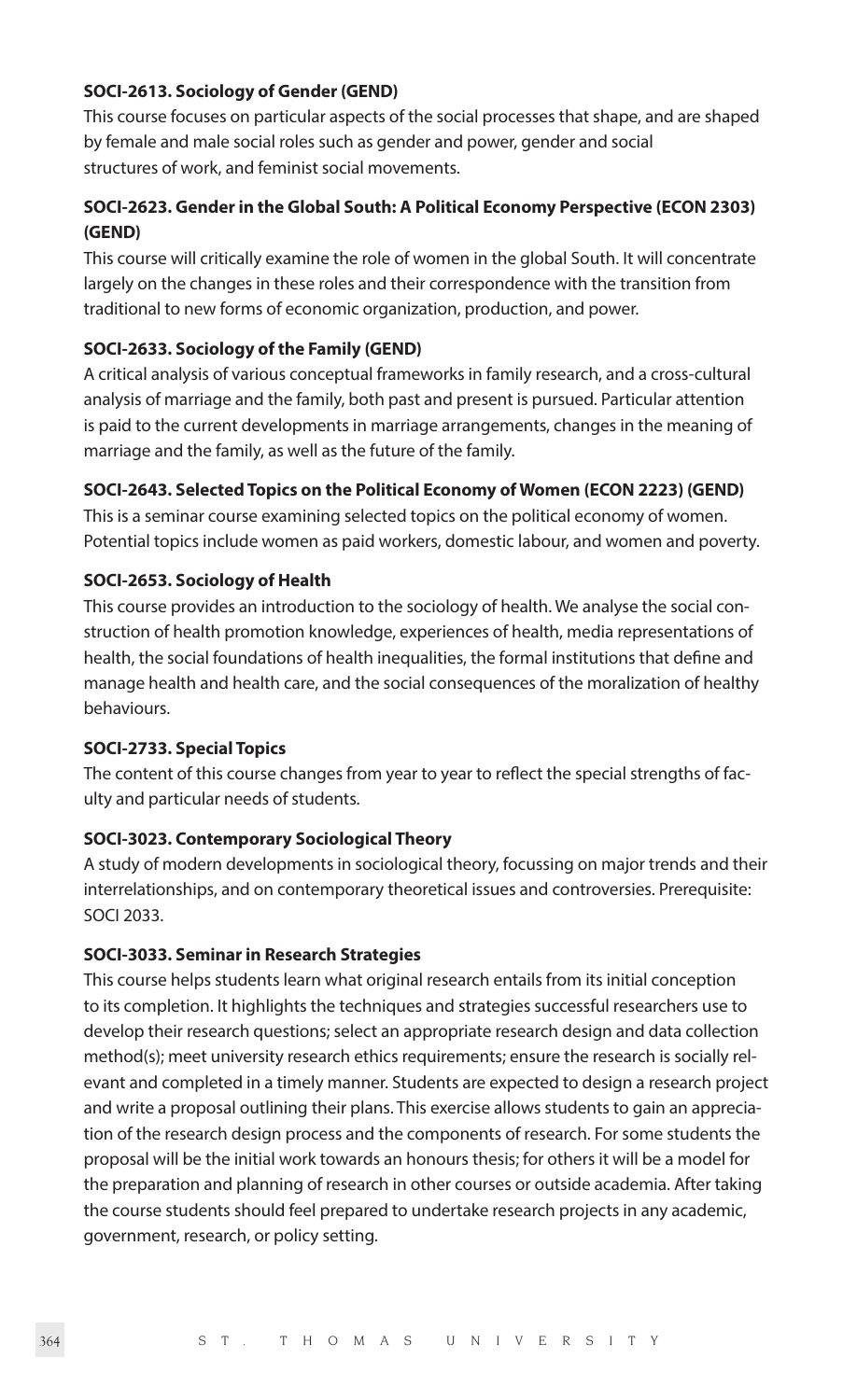**SOCI-2613. Sociology of Gender (GEND)**

This course focuses on particular aspects of the social processes that shape, and are shaped by female and male social roles such as gender and power, gender and social structures of work, and feminist social movements.

**SOCI-2623. Gender in the Global South: A Political Economy Perspective (ECON 2303) (GEND)**

This course will critically examine the role of women in the global South. It will concentrate largely on the changes in these roles and their correspondence with the transition from traditional to new forms of economic organization, production, and power.

**SOCI-2633. Sociology of the Family (GEND)**

A critical analysis of various conceptual frameworks in family research, and a cross-cultural analysis of marriage and the family, both past and present is pursued. Particular attention is paid to the current developments in marriage arrangements, changes in the meaning of marriage and the family, as well as the future of the family.

**SOCI-2643. Selected Topics on the Political Economy of Women (ECON 2223) (GEND)**

This is a seminar course examining selected topics on the political economy of women. Potential topics include women as paid workers, domestic labour, and women and poverty.

**SOCI-2653. Sociology of Health**

This course provides an introduction to the sociology of health. We analyse the social construction of health promotion knowledge, experiences of health, media representations of health, the social foundations of health inequalities, the formal institutions that define and manage health and health care, and the social consequences of the moralization of healthy behaviours.

**SOCI-2733. Special Topics**

The content of this course changes from year to year to reflect the special strengths of faculty and particular needs of students.

**SOCI-3023. Contemporary Sociological Theory**

A study of modern developments in sociological theory, focussing on major trends and their interrelationships, and on contemporary theoretical issues and controversies. Prerequisite: SOCI 2033.

**SOCI-3033. Seminar in Research Strategies**

This course helps students learn what original research entails from its initial conception to its completion. It highlights the techniques and strategies successful researchers use to develop their research questions; select an appropriate research design and data collection method(s); meet university research ethics requirements; ensure the research is socially relevant and completed in a timely manner. Students are expected to design a research project and write a proposal outlining their plans. This exercise allows students to gain an appreciation of the research design process and the components of research. For some students the proposal will be the initial work towards an honours thesis; for others it will be a model for the preparation and planning of research in other courses or outside academia. After taking the course students should feel prepared to undertake research projects in any academic, government, research, or policy setting.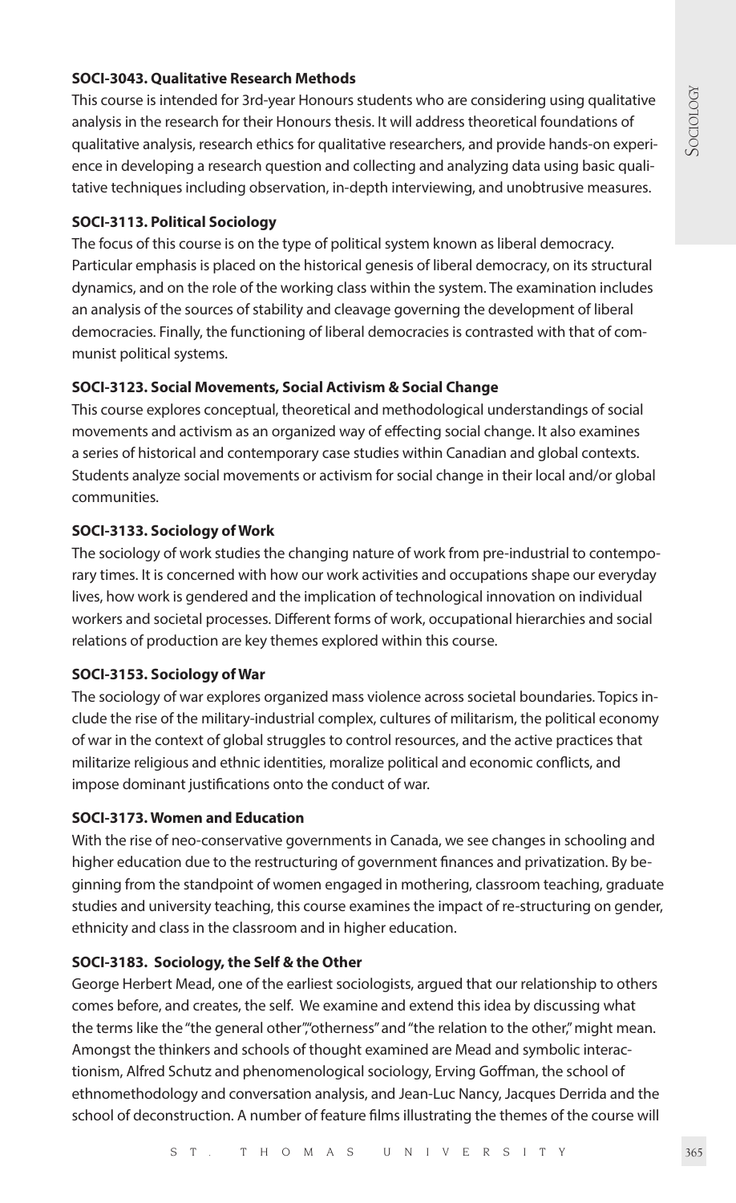**SOCI-3043. Qualitative Research Methods**

This course is intended for 3rd-year Honours students who are considering using qualitative analysis in the research for their Honours thesis. It will address theoretical foundations of qualitative analysis, research ethics for qualitative researchers, and provide hands-on experience in developing a research question and collecting and analyzing data using basic qualitative techniques including observation, in-depth interviewing, and unobtrusive measures.

**SOCI-3113. Political Sociology**

The focus of this course is on the type of political system known as liberal democracy. Particular emphasis is placed on the historical genesis of liberal democracy, on its structural dynamics, and on the role of the working class within the system. The examination includes an analysis of the sources of stability and cleavage governing the development of liberal democracies. Finally, the functioning of liberal democracies is contrasted with that of communist political systems.

**SOCI-3123. Social Movements, Social Activism & Social Change**

This course explores conceptual, theoretical and methodological understandings of social movements and activism as an organized way of effecting social change. It also examines a series of historical and contemporary case studies within Canadian and global contexts. Students analyze social movements or activism for social change in their local and/or global communities.

**SOCI-3133. Sociology of Work**

The sociology of work studies the changing nature of work from pre-industrial to contemporary times. It is concerned with how our work activities and occupations shape our everyday lives, how work is gendered and the implication of technological innovation on individual workers and societal processes. Different forms of work, occupational hierarchies and social relations of production are key themes explored within this course.

**SOCI-3153. Sociology of War**

The sociology of war explores organized mass violence across societal boundaries. Topics include the rise of the military-industrial complex, cultures of militarism, the political economy of war in the context of global struggles to control resources, and the active practices that militarize religious and ethnic identities, moralize political and economic conflicts, and impose dominant justifications onto the conduct of war.

**SOCI-3173. Women and Education**

With the rise of neo-conservative governments in Canada, we see changes in schooling and higher education due to the restructuring of government finances and privatization. By beginning from the standpoint of women engaged in mothering, classroom teaching, graduate studies and university teaching, this course examines the impact of re-structuring on gender, ethnicity and class in the classroom and in higher education.

**SOCI-3183. Sociology, the Self & the Other**

George Herbert Mead, one of the earliest sociologists, argued that our relationship to others comes before, and creates, the self. We examine and extend this idea by discussing what the terms like the "the general other","otherness" and "the relation to the other," might mean. Amongst the thinkers and schools of thought examined are Mead and symbolic interactionism, Alfred Schutz and phenomenological sociology, Erving Goffman, the school of ethnomethodology and conversation analysis, and Jean-Luc Nancy, Jacques Derrida and the school of deconstruction. A number of feature films illustrating the themes of the course will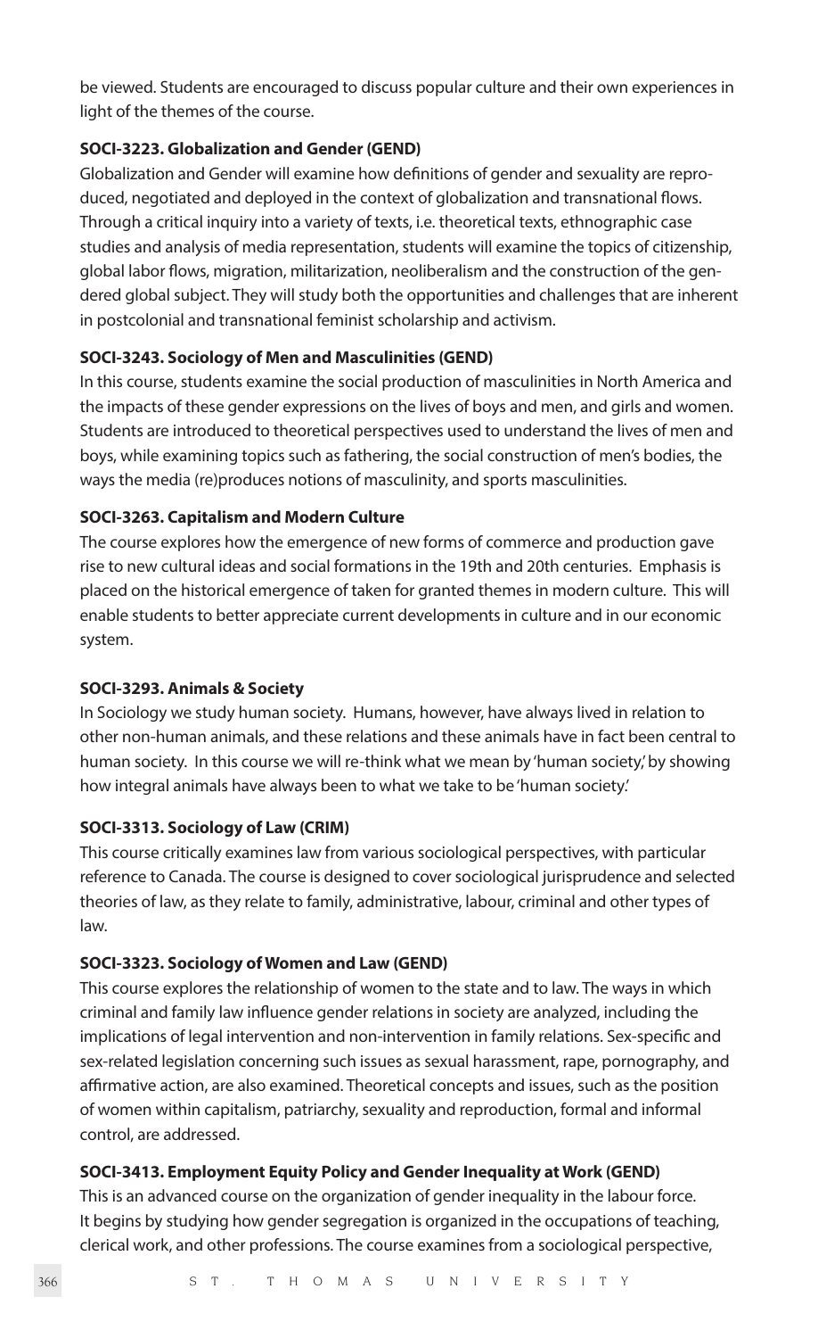be viewed. Students are encouraged to discuss popular culture and their own experiences in light of the themes of the course.

**SOCI-3223. Globalization and Gender (GEND)**

Globalization and Gender will examine how definitions of gender and sexuality are reproduced, negotiated and deployed in the context of globalization and transnational flows. Through a critical inquiry into a variety of texts, i.e. theoretical texts, ethnographic case studies and analysis of media representation, students will examine the topics of citizenship, global labor flows, migration, militarization, neoliberalism and the construction of the gendered global subject. They will study both the opportunities and challenges that are inherent in postcolonial and transnational feminist scholarship and activism.

**SOCI-3243. Sociology of Men and Masculinities (GEND)**

In this course, students examine the social production of masculinities in North America and the impacts of these gender expressions on the lives of boys and men, and girls and women. Students are introduced to theoretical perspectives used to understand the lives of men and boys, while examining topics such as fathering, the social construction of men's bodies, the ways the media (re)produces notions of masculinity, and sports masculinities.

**SOCI-3263. Capitalism and Modern Culture**

The course explores how the emergence of new forms of commerce and production gave rise to new cultural ideas and social formations in the 19th and 20th centuries. Emphasis is placed on the historical emergence of taken for granted themes in modern culture. This will enable students to better appreciate current developments in culture and in our economic system.

**SOCI-3293. Animals & Society**

In Sociology we study human society. Humans, however, have always lived in relation to other non-human animals, and these relations and these animals have in fact been central to human society. In this course we will re-think what we mean by 'human society,' by showing how integral animals have always been to what we take to be 'human society.'

**SOCI-3313. Sociology of Law (CRIM)**

This course critically examines law from various sociological perspectives, with particular reference to Canada. The course is designed to cover sociological jurisprudence and selected theories of law, as they relate to family, administrative, labour, criminal and other types of law.

**SOCI-3323. Sociology of Women and Law (GEND)**

This course explores the relationship of women to the state and to law. The ways in which criminal and family law influence gender relations in society are analyzed, including the implications of legal intervention and non-intervention in family relations. Sex-specific and sex-related legislation concerning such issues as sexual harassment, rape, pornography, and affirmative action, are also examined. Theoretical concepts and issues, such as the position of women within capitalism, patriarchy, sexuality and reproduction, formal and informal control, are addressed.

**SOCI-3413. Employment Equity Policy and Gender Inequality at Work (GEND)**

This is an advanced course on the organization of gender inequality in the labour force. It begins by studying how gender segregation is organized in the occupations of teaching, clerical work, and other professions. The course examines from a sociological perspective,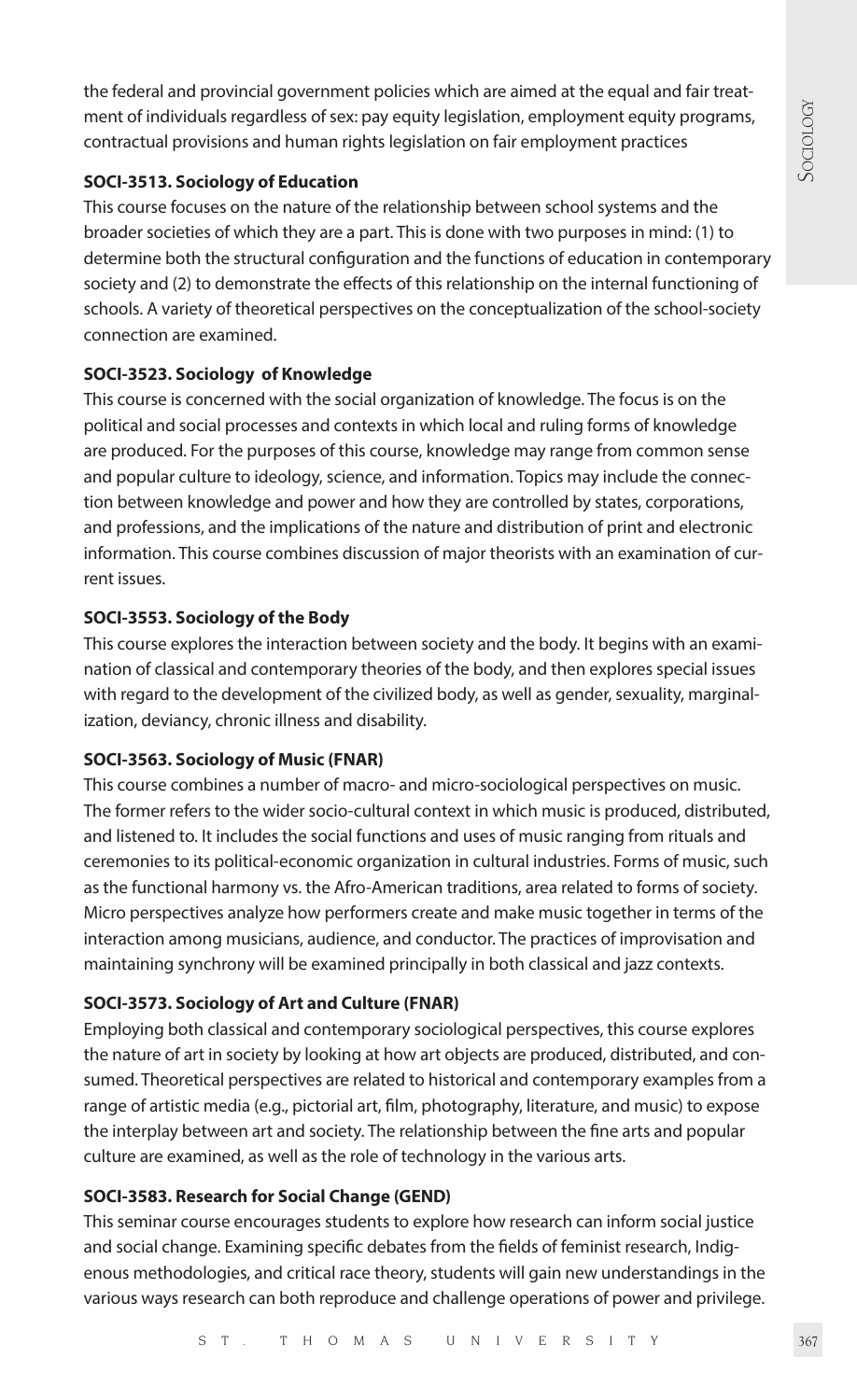the federal and provincial government policies which are aimed at the equal and fair treatment of individuals regardless of sex: pay equity legislation, employment equity programs, contractual provisions and human rights legislation on fair employment practices

**SOCI-3513. Sociology of Education**

This course focuses on the nature of the relationship between school systems and the broader societies of which they are a part. This is done with two purposes in mind: (1) to determine both the structural configuration and the functions of education in contemporary society and (2) to demonstrate the effects of this relationship on the internal functioning of schools. A variety of theoretical perspectives on the conceptualization of the school-society connection are examined.

**SOCI-3523. Sociology of Knowledge**

This course is concerned with the social organization of knowledge. The focus is on the political and social processes and contexts in which local and ruling forms of knowledge are produced. For the purposes of this course, knowledge may range from common sense and popular culture to ideology, science, and information. Topics may include the connection between knowledge and power and how they are controlled by states, corporations, and professions, and the implications of the nature and distribution of print and electronic information. This course combines discussion of major theorists with an examination of current issues.

**SOCI-3553. Sociology of the Body**

This course explores the interaction between society and the body. It begins with an examination of classical and contemporary theories of the body, and then explores special issues with regard to the development of the civilized body, as well as gender, sexuality, marginalization, deviancy, chronic illness and disability.

**SOCI-3563. Sociology of Music (FNAR)**

This course combines a number of macro- and micro-sociological perspectives on music. The former refers to the wider socio-cultural context in which music is produced, distributed, and listened to. It includes the social functions and uses of music ranging from rituals and ceremonies to its political-economic organization in cultural industries. Forms of music, such as the functional harmony vs. the Afro-American traditions, area related to forms of society. Micro perspectives analyze how performers create and make music together in terms of the interaction among musicians, audience, and conductor. The practices of improvisation and maintaining synchrony will be examined principally in both classical and jazz contexts.

**SOCI-3573. Sociology of Art and Culture (FNAR)**

Employing both classical and contemporary sociological perspectives, this course explores the nature of art in society by looking at how art objects are produced, distributed, and consumed. Theoretical perspectives are related to historical and contemporary examples from a range of artistic media (e.g., pictorial art, film, photography, literature, and music) to expose the interplay between art and society. The relationship between the fine arts and popular culture are examined, as well as the role of technology in the various arts.

**SOCI-3583. Research for Social Change (GEND)**

This seminar course encourages students to explore how research can inform social justice and social change. Examining specific debates from the fields of feminist research, Indigenous methodologies, and critical race theory, students will gain new understandings in the various ways research can both reproduce and challenge operations of power and privilege.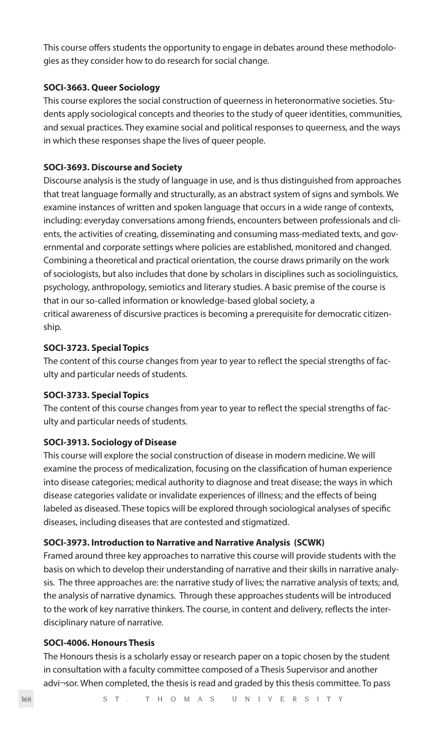This course offers students the opportunity to engage in debates around these methodologies as they consider how to do research for social change.

**SOCI-3663. Queer Sociology**

This course explores the social construction of queerness in heteronormative societies. Students apply sociological concepts and theories to the study of queer identities, communities, and sexual practices. They examine social and political responses to queerness, and the ways in which these responses shape the lives of queer people.

**SOCI-3693. Discourse and Society**

Discourse analysis is the study of language in use, and is thus distinguished from approaches that treat language formally and structurally, as an abstract system of signs and symbols. We examine instances of written and spoken language that occurs in a wide range of contexts, including: everyday conversations among friends, encounters between professionals and clients, the activities of creating, disseminating and consuming mass-mediated texts, and governmental and corporate settings where policies are established, monitored and changed. Combining a theoretical and practical orientation, the course draws primarily on the work of sociologists, but also includes that done by scholars in disciplines such as sociolinguistics, psychology, anthropology, semiotics and literary studies. A basic premise of the course is that in our so-called information or knowledge-based global society, a critical awareness of discursive practices is becoming a prerequisite for democratic citizenship.

**SOCI-3723. Special Topics**

The content of this course changes from year to year to reflect the special strengths of faculty and particular needs of students.

**SOCI-3733. Special Topics**

The content of this course changes from year to year to reflect the special strengths of faculty and particular needs of students.

**SOCI-3913. Sociology of Disease**

This course will explore the social construction of disease in modern medicine. We will examine the process of medicalization, focusing on the classification of human experience into disease categories; medical authority to diagnose and treat disease; the ways in which disease categories validate or invalidate experiences of illness; and the effects of being labeled as diseased. These topics will be explored through sociological analyses of specific diseases, including diseases that are contested and stigmatized.

**SOCI-3973. Introduction to Narrative and Narrative Analysis (SCWK)**

Framed around three key approaches to narrative this course will provide students with the basis on which to develop their understanding of narrative and their skills in narrative analysis. The three approaches are: the narrative study of lives; the narrative analysis of texts; and, the analysis of narrative dynamics. Through these approaches students will be introduced to the work of key narrative thinkers. The course, in content and delivery, reflects the interdisciplinary nature of narrative.

**SOCI-4006. Honours Thesis**

The Honours thesis is a scholarly essay or research paper on a topic chosen by the student in consultation with a faculty committee composed of a Thesis Supervisor and another advi¬sor. When completed, the thesis is read and graded by this thesis committee. To pass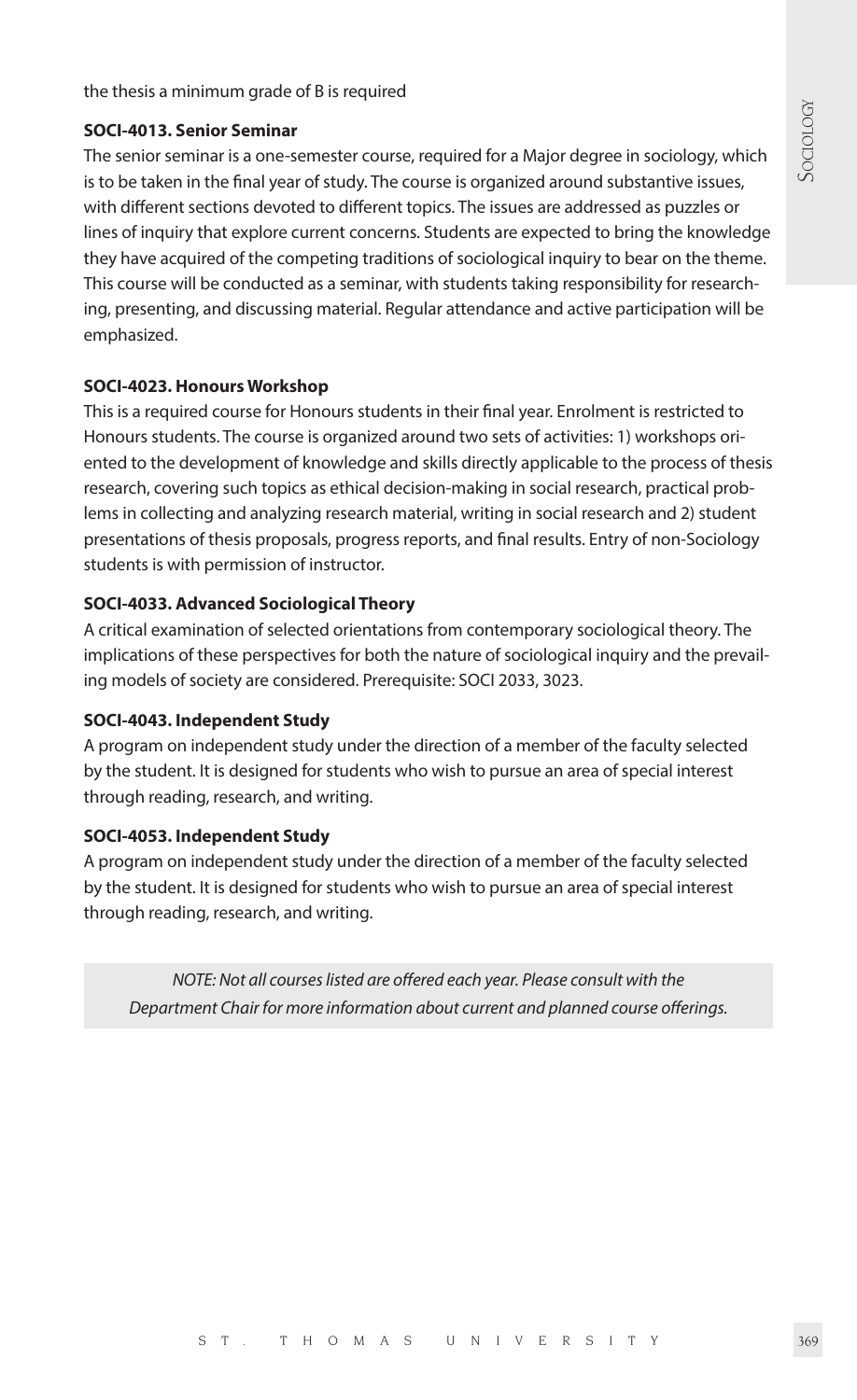the thesis a minimum grade of B is required

**SOCI-4013. Senior Seminar**

The senior seminar is a one-semester course, required for a Major degree in sociology, which is to be taken in the final year of study. The course is organized around substantive issues, with different sections devoted to different topics. The issues are addressed as puzzles or lines of inquiry that explore current concerns. Students are expected to bring the knowledge they have acquired of the competing traditions of sociological inquiry to bear on the theme. This course will be conducted as a seminar, with students taking responsibility for researching, presenting, and discussing material. Regular attendance and active participation will be emphasized.

**SOCI-4023. Honours Workshop**

This is a required course for Honours students in their final year. Enrolment is restricted to Honours students. The course is organized around two sets of activities: 1) workshops oriented to the development of knowledge and skills directly applicable to the process of thesis research, covering such topics as ethical decision-making in social research, practical problems in collecting and analyzing research material, writing in social research and 2) student presentations of thesis proposals, progress reports, and final results. Entry of non-Sociology students is with permission of instructor.

**SOCI-4033. Advanced Sociological Theory**

A critical examination of selected orientations from contemporary sociological theory. The implications of these perspectives for both the nature of sociological inquiry and the prevailing models of society are considered. Prerequisite: SOCI 2033, 3023.

**SOCI-4043. Independent Study**

A program on independent study under the direction of a member of the faculty selected by the student. It is designed for students who wish to pursue an area of special interest through reading, research, and writing.

**SOCI-4053. Independent Study**

A program on independent study under the direction of a member of the faculty selected by the student. It is designed for students who wish to pursue an area of special interest through reading, research, and writing.

*NOTE: Not all courses listed are offered each year. Please consult with the Department Chair for more information about current and planned course offerings.*